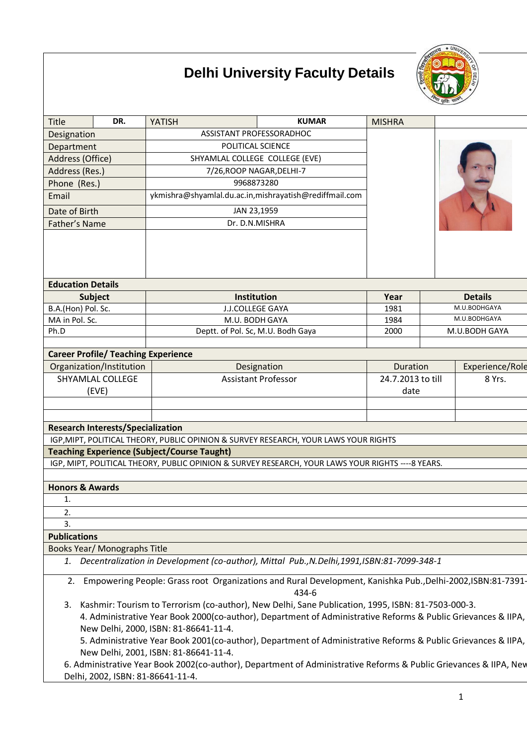# Delhi University Faculty Details

| Title | DR. | YATISH | KUMAR | MISHRA |
|---|---|---|---|---|
| Designation | ASSISTANT PROFESSORADHOC | | | |
| Department | POLITICAL SCIENCE | | | |
| Address (Office) | SHYAMLAL COLLEGE COLLEGE (EVE) | | | |
| Address (Res.) | 7/26,ROOP NAGAR,DELHI-7 | | | |
| Phone (Res.) | 9968873280 | | | |
| Email | ykmishra@shyamlal.du.ac.in,mishrayatish@rediffmail.com | | | |
| Date of Birth | JAN 23,1959 | | | |
| Father's Name | Dr. D.N.MISHRA | | | |

## Education Details

| Subject | Institution | Year | Details |
|---|---|---|---|
| B.A.(Hon) Pol. Sc. | J.J.COLLEGE GAYA | 1981 | M.U.BODHGAYA |
| MA in Pol. Sc. | M.U. BODH GAYA | 1984 | M.U.BODHGAYA |
| Ph.D | Deptt. of Pol. Sc, M.U. Bodh Gaya | 2000 | M.U.BODH GAYA |
| | | | |

## Career Profile/ Teaching Experience

| Organization/Institution | Designation | Duration | Experience/Role |
|---|---|---|---|
| SHYAMLAL COLLEGE (EVE) | Assistant Professor | 24.7.2013 to till date | 8 Yrs. |
| | | | |
| | | | |

## Research Interests/Specialization

IGP,MIPT, POLITICAL THEORY, PUBLIC OPINION & SURVEY RESEARCH, YOUR LAWS YOUR RIGHTS

## Teaching Experience (Subject/Course Taught)

IGP, MIPT, POLITICAL THEORY, PUBLIC OPINION & SURVEY RESEARCH, YOUR LAWS YOUR RIGHTS ----8 YEARS.

## Honors & Awards

1.
2.
3.

## Publications

Books Year/ Monographs Title

1. *Decentralization in Development (co-author), Mittal Pub.,N.Delhi,1991,ISBN:81-7099-348-1*
2. Empowering People: Grass root Organizations and Rural Development, Kanishka Pub.,Delhi-2002,ISBN:81-7391-434-6
3. Kashmir: Tourism to Terrorism (co-author), New Delhi, Sane Publication, 1995, ISBN: 81-7503-000-3.
4. Administrative Year Book 2000(co-author), Department of Administrative Reforms & Public Grievances & IIPA, New Delhi, 2000, ISBN: 81-86641-11-4.
5. Administrative Year Book 2001(co-author), Department of Administrative Reforms & Public Grievances & IIPA, New Delhi, 2001, ISBN: 81-86641-11-4.
6. Administrative Year Book 2002(co-author), Department of Administrative Reforms & Public Grievances & IIPA, New Delhi, 2002, ISBN: 81-86641-11-4.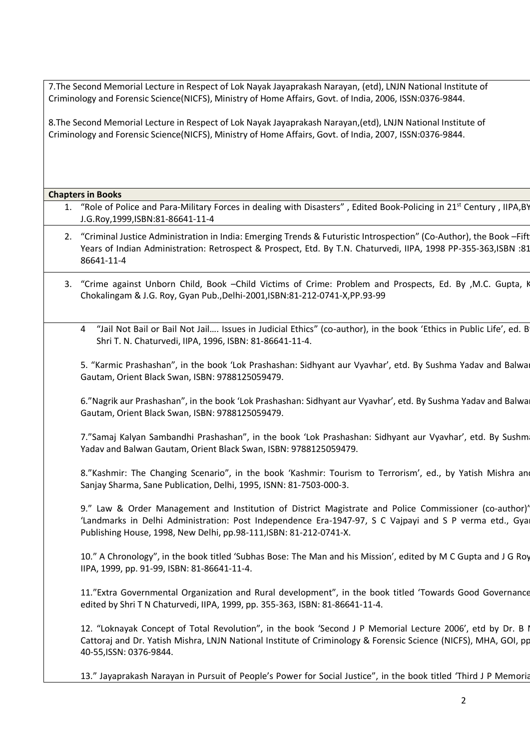7.The Second Memorial Lecture in Respect of Lok Nayak Jayaprakash Narayan, (etd), LNJN National Institute of Criminology and Forensic Science(NICFS), Ministry of Home Affairs, Govt. of India, 2006, ISSN:0376-9844.

8.The Second Memorial Lecture in Respect of Lok Nayak Jayaprakash Narayan,(etd), LNJN National Institute of Criminology and Forensic Science(NICFS), Ministry of Home Affairs, Govt. of India, 2007, ISSN:0376-9844.

**Chapters in Books**

1. "Role of Police and Para-Military Forces in dealing with Disasters" , Edited Book-Policing in 21st Century , IIPA,BY J.G.Roy,1999,ISBN:81-86641-11-4

2. "Criminal Justice Administration in India: Emerging Trends & Futuristic Introspection" (Co-Author), the Book –Fift Years of Indian Administration: Retrospect & Prospect, Etd. By T.N. Chaturvedi, IIPA, 1998 PP-355-363,ISBN :81 86641-11-4

3. "Crime against Unborn Child, Book –Child Victims of Crime: Problem and Prospects, Ed. By ,M.C. Gupta, K Chokalingam & J.G. Roy, Gyan Pub.,Delhi-2001,ISBN:81-212-0741-X,PP.93-99

4. "Jail Not Bail or Bail Not Jail…. Issues in Judicial Ethics" (co-author), in the book 'Ethics in Public Life', ed. B Shri T. N. Chaturvedi, IIPA, 1996, ISBN: 81-86641-11-4.

5. "Karmic Prashashan", in the book 'Lok Prashashan: Sidhyant aur Vyavhar', etd. By Sushma Yadav and Balwa Gautam, Orient Black Swan, ISBN: 9788125059479.

6."Nagrik aur Prashashan", in the book 'Lok Prashashan: Sidhyant aur Vyavhar', etd. By Sushma Yadav and Balwa Gautam, Orient Black Swan, ISBN: 9788125059479.

7."Samaj Kalyan Sambandhi Prashashan", in the book 'Lok Prashashan: Sidhyant aur Vyavhar', etd. By Sushm Yadav and Balwan Gautam, Orient Black Swan, ISBN: 9788125059479.

8."Kashmir: The Changing Scenario", in the book 'Kashmir: Tourism to Terrorism', ed., by Yatish Mishra an Sanjay Sharma, Sane Publication, Delhi, 1995, ISNN: 81-7503-000-3.

9." Law & Order Management and Institution of District Magistrate and Police Commissioner (co-author)" 'Landmarks in Delhi Administration: Post Independence Era-1947-97, S C Vajpayi and S P verma etd., Gya Publishing House, 1998, New Delhi, pp.98-111,ISBN: 81-212-0741-X.

10." A Chronology", in the book titled 'Subhas Bose: The Man and his Mission', edited by M C Gupta and J G Roy IIPA, 1999, pp. 91-99, ISBN: 81-86641-11-4.

11."Extra Governmental Organization and Rural development", in the book titled 'Towards Good Governance edited by Shri T N Chaturvedi, IIPA, 1999, pp. 355-363, ISBN: 81-86641-11-4.

12. "Loknayak Concept of Total Revolution", in the book 'Second J P Memorial Lecture 2006', etd by Dr. B N Cattoraj and Dr. Yatish Mishra, LNJN National Institute of Criminology & Forensic Science (NICFS), MHA, GOI, pp 40-55,ISSN: 0376-9844.

13." Jayaprakash Narayan in Pursuit of People's Power for Social Justice", in the book titled 'Third J P Memoria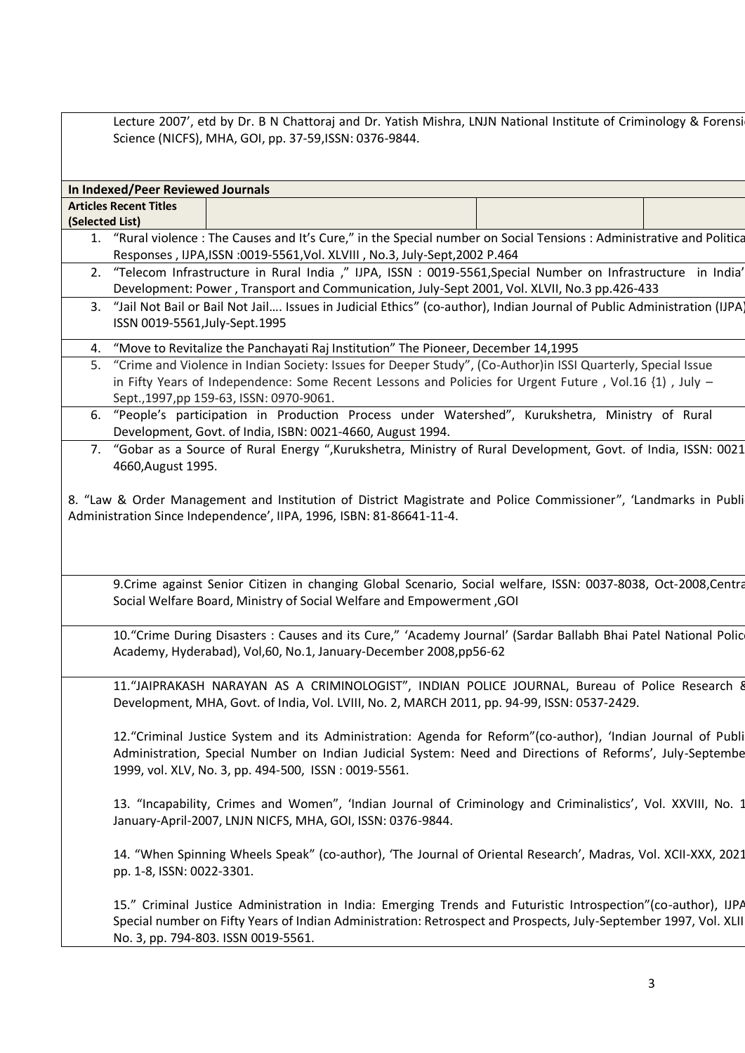Lecture 2007', etd by Dr. B N Chattoraj and Dr. Yatish Mishra, LNJN National Institute of Criminology & Forensic Science (NICFS), MHA, GOI, pp. 37-59,ISSN: 0376-9844.

**In Indexed/Peer Reviewed Journals**

**Articles Recent Titles (Selected List)**

1. "Rural violence : The Causes and It's Cure," in the Special number on Social Tensions : Administrative and Political Responses , IJPA,ISSN :0019-5561,Vol. XLVIII , No.3, July-Sept,2002 P.464
2. "Telecom Infrastructure in Rural India ," IJPA, ISSN : 0019-5561,Special Number on Infrastructure in India's Development: Power , Transport and Communication, July-Sept 2001, Vol. XLVII, No.3 pp.426-433
3. "Jail Not Bail or Bail Not Jail…. Issues in Judicial Ethics" (co-author), Indian Journal of Public Administration (IJPA) ISSN 0019-5561,July-Sept.1995
4. "Move to Revitalize the Panchayati Raj Institution" The Pioneer, December 14,1995
5. "Crime and Violence in Indian Society: Issues for Deeper Study", (Co-Author)in ISSI Quarterly, Special Issue in Fifty Years of Independence: Some Recent Lessons and Policies for Urgent Future , Vol.16 {1) , July – Sept.,1997,pp 159-63, ISSN: 0970-9061.
6. "People's participation in Production Process under Watershed", Kurukshetra, Ministry of Rural Development, Govt. of India, ISBN: 0021-4660, August 1994.
7. "Gobar as a Source of Rural Energy ",Kurukshetra, Ministry of Rural Development, Govt. of India, ISSN: 0021-4660,August 1995.

8. "Law & Order Management and Institution of District Magistrate and Police Commissioner", 'Landmarks in Public Administration Since Independence', IIPA, 1996, ISBN: 81-86641-11-4.

9.Crime against Senior Citizen in changing Global Scenario, Social welfare, ISSN: 0037-8038, Oct-2008,Central Social Welfare Board, Ministry of Social Welfare and Empowerment ,GOI

10."Crime During Disasters : Causes and its Cure," 'Academy Journal' (Sardar Ballabh Bhai Patel National Police Academy, Hyderabad), Vol,60, No.1, January-December 2008,pp56-62

11."JAIPRAKASH NARAYAN AS A CRIMINOLOGIST", INDIAN POLICE JOURNAL, Bureau of Police Research & Development, MHA, Govt. of India, Vol. LVIII, No. 2, MARCH 2011, pp. 94-99, ISSN: 0537-2429.

12."Criminal Justice System and its Administration: Agenda for Reform"(co-author), 'Indian Journal of Public Administration, Special Number on Indian Judicial System: Need and Directions of Reforms', July-September 1999, vol. XLV, No. 3, pp. 494-500, ISSN : 0019-5561.

13. "Incapability, Crimes and Women", 'Indian Journal of Criminology and Criminalistics', Vol. XXVIII, No. 1 January-April-2007, LNJN NICFS, MHA, GOI, ISSN: 0376-9844.

14. "When Spinning Wheels Speak" (co-author), 'The Journal of Oriental Research', Madras, Vol. XCII-XXX, 2021 pp. 1-8, ISSN: 0022-3301.

15." Criminal Justice Administration in India: Emerging Trends and Futuristic Introspection"(co-author), IJPA Special number on Fifty Years of Indian Administration: Retrospect and Prospects, July-September 1997, Vol. XLII No. 3, pp. 794-803. ISSN 0019-5561.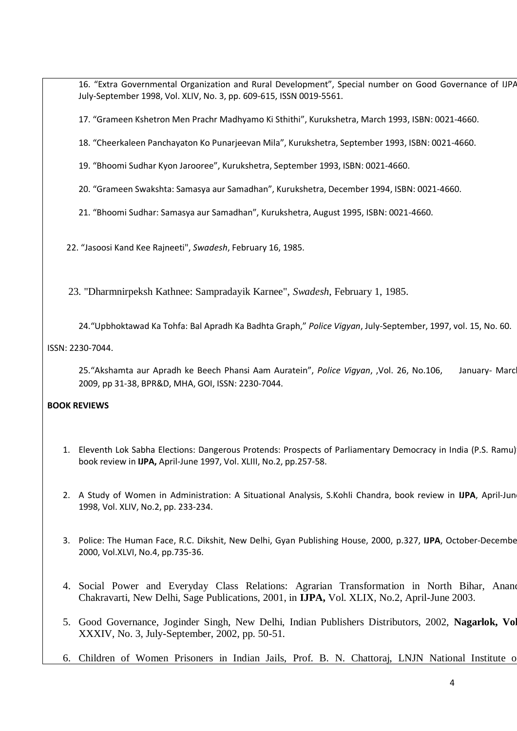16. “Extra Governmental Organization and Rural Development”, Special number on Good Governance of IJPA July-September 1998, Vol. XLIV, No. 3, pp. 609-615, ISSN 0019-5561.

17. “Grameen Kshetron Men Prachr Madhyamo Ki Sthithi”, Kurukshetra, March 1993, ISBN: 0021-4660.

18. “Cheerkaleen Panchayaton Ko Punarjeevan Mila”, Kurukshetra, September 1993, ISBN: 0021-4660.

19. “Bhoomi Sudhar Kyon Jarooree”, Kurukshetra, September 1993, ISBN: 0021-4660.

20. “Grameen Swakshta: Samasya aur Samadhan”, Kurukshetra, December 1994, ISBN: 0021-4660.

21. “Bhoomi Sudhar: Samasya aur Samadhan”, Kurukshetra, August 1995, ISBN: 0021-4660.

22. “Jasoosi Kand Kee Rajneeti", *Swadesh*, February 16, 1985.

23. "Dharmnirpeksh Kathnee: Sampradayik Karnee", *Swadesh*, February 1, 1985.

24. “Upbhoktawad Ka Tohfa: Bal Apradh Ka Badhta Graph,” *Police Vigyan*, July-September, 1997, vol. 15, No. 60. ISSN: 2230-7044.

25. “Akshamta aur Apradh ke Beech Phansi Aam Auratein”, *Police Vigyan*, ,Vol. 26, No.106, January- March 2009, pp 31-38, BPR&D, MHA, GOI, ISSN: 2230-7044.

**BOOK REVIEWS**

1. Eleventh Lok Sabha Elections: Dangerous Protends: Prospects of Parliamentary Democracy in India (P.S. Ramu) book review in **IJPA,** April-June 1997, Vol. XLIII, No.2, pp.257-58.

2. A Study of Women in Administration: A Situational Analysis, S.Kohli Chandra, book review in **IJPA**, April-June 1998, Vol. XLIV, No.2, pp. 233-234.

3. Police: The Human Face, R.C. Dikshit, New Delhi, Gyan Publishing House, 2000, p.327, **IJPA**, October-December 2000, Vol.XLVI, No.4, pp.735-36.

4. Social Power and Everyday Class Relations: Agrarian Transformation in North Bihar, Anand Chakravarti, New Delhi, Sage Publications, 2001, in **IJPA,** Vol. XLIX, No.2, April-June 2003.

5. Good Governance, Joginder Singh, New Delhi, Indian Publishers Distributors, 2002, **Nagarlok, Vol** XXXIV, No. 3, July-September, 2002, pp. 50-51.

6. Children of Women Prisoners in Indian Jails, Prof. B. N. Chattoraj, LNJN National Institute of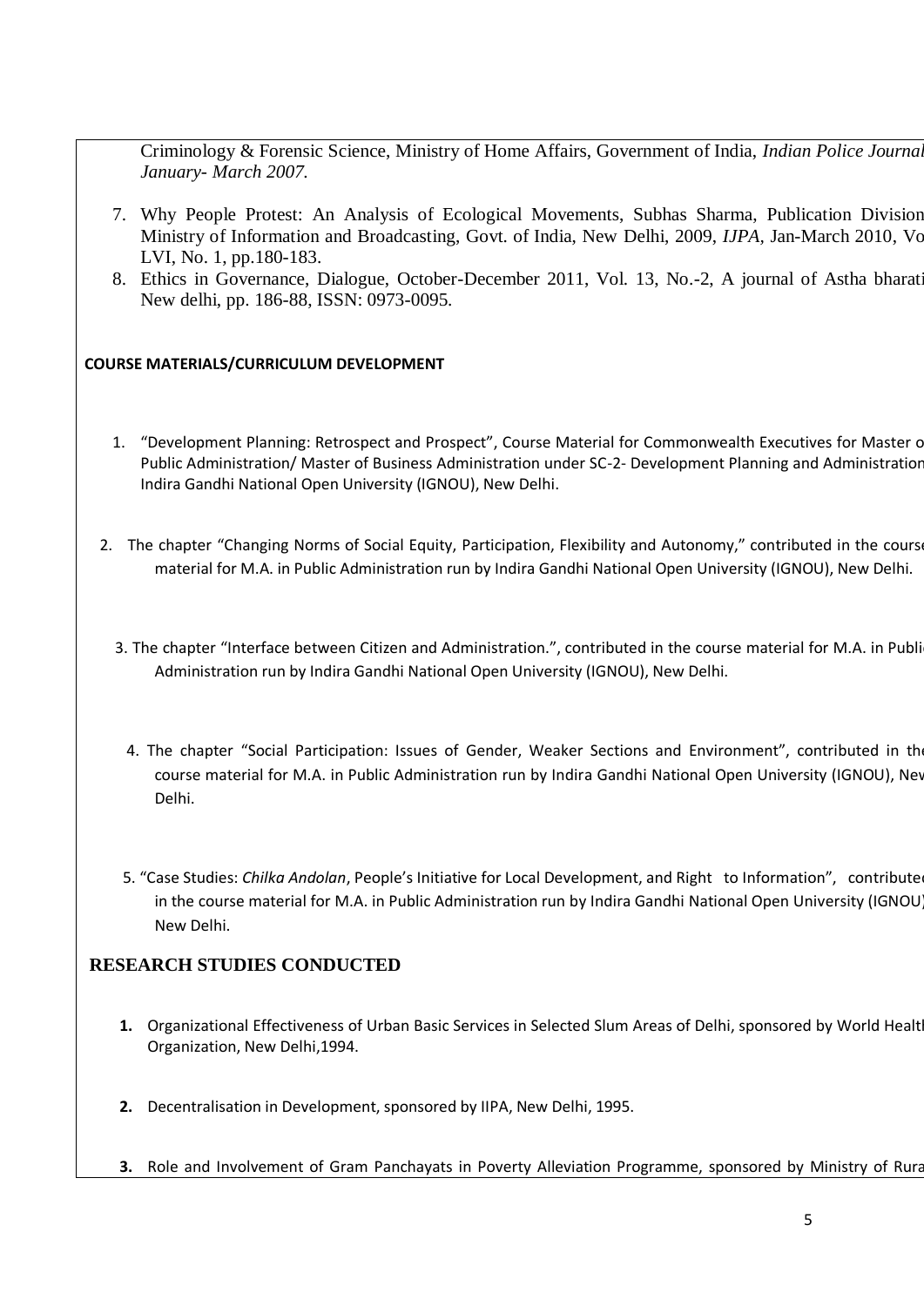Criminology & Forensic Science, Ministry of Home Affairs, Government of India, *Indian Police Journal* *January- March 2007.*

7. Why People Protest: An Analysis of Ecological Movements, Subhas Sharma, Publication Division Ministry of Information and Broadcasting, Govt. of India, New Delhi, 2009, *IJPA*, Jan-March 2010, Vo LVI, No. 1, pp.180-183.
8. Ethics in Governance, Dialogue, October-December 2011, Vol. 13, No.-2, A journal of Astha bharati New delhi, pp. 186-88, ISSN: 0973-0095.

**COURSE MATERIALS/CURRICULUM DEVELOPMENT**

1. "Development Planning: Retrospect and Prospect", Course Material for Commonwealth Executives for Master o Public Administration/ Master of Business Administration under SC-2- Development Planning and Administration Indira Gandhi National Open University (IGNOU), New Delhi.
2. The chapter "Changing Norms of Social Equity, Participation, Flexibility and Autonomy," contributed in the course material for M.A. in Public Administration run by Indira Gandhi National Open University (IGNOU), New Delhi.
3. The chapter "Interface between Citizen and Administration.", contributed in the course material for M.A. in Public Administration run by Indira Gandhi National Open University (IGNOU), New Delhi.
4. The chapter "Social Participation: Issues of Gender, Weaker Sections and Environment", contributed in the course material for M.A. in Public Administration run by Indira Gandhi National Open University (IGNOU), New Delhi.
5. "Case Studies: *Chilka Andolan*, People's Initiative for Local Development, and Right to Information", contributed in the course material for M.A. in Public Administration run by Indira Gandhi National Open University (IGNOU) New Delhi.

## RESEARCH STUDIES CONDUCTED

1. Organizational Effectiveness of Urban Basic Services in Selected Slum Areas of Delhi, sponsored by World Health Organization, New Delhi,1994.
2. Decentralisation in Development, sponsored by IIPA, New Delhi, 1995.
3. Role and Involvement of Gram Panchayats in Poverty Alleviation Programme, sponsored by Ministry of Rura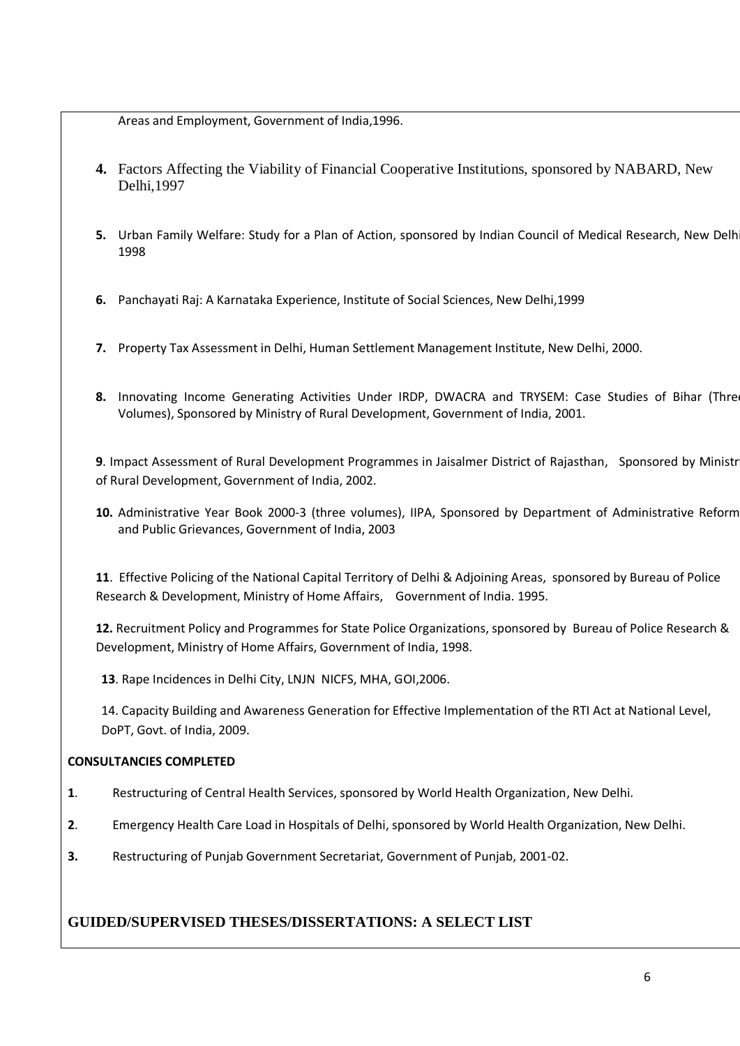Areas and Employment, Government of India,1996.

4. Factors Affecting the Viability of Financial Cooperative Institutions, sponsored by NABARD, New Delhi,1997

5. Urban Family Welfare: Study for a Plan of Action, sponsored by Indian Council of Medical Research, New Delhi 1998

6. Panchayati Raj: A Karnataka Experience, Institute of Social Sciences, New Delhi,1999

7. Property Tax Assessment in Delhi, Human Settlement Management Institute, New Delhi, 2000.

8. Innovating Income Generating Activities Under IRDP, DWACRA and TRYSEM: Case Studies of Bihar (Three Volumes), Sponsored by Ministry of Rural Development, Government of India, 2001.

9. Impact Assessment of Rural Development Programmes in Jaisalmer District of Rajasthan, Sponsored by Ministry of Rural Development, Government of India, 2002.

10. Administrative Year Book 2000-3 (three volumes), IIPA, Sponsored by Department of Administrative Reforms and Public Grievances, Government of India, 2003

11. Effective Policing of the National Capital Territory of Delhi & Adjoining Areas, sponsored by Bureau of Police Research & Development, Ministry of Home Affairs, Government of India. 1995.

12. Recruitment Policy and Programmes for State Police Organizations, sponsored by Bureau of Police Research & Development, Ministry of Home Affairs, Government of India, 1998.

13. Rape Incidences in Delhi City, LNJN NICFS, MHA, GOI,2006.

14. Capacity Building and Awareness Generation for Effective Implementation of the RTI Act at National Level, DoPT, Govt. of India, 2009.

**CONSULTANCIES COMPLETED**

1. Restructuring of Central Health Services, sponsored by World Health Organization, New Delhi.

2. Emergency Health Care Load in Hospitals of Delhi, sponsored by World Health Organization, New Delhi.

3. Restructuring of Punjab Government Secretariat, Government of Punjab, 2001-02.

**GUIDED/SUPERVISED THESES/DISSERTATIONS: A SELECT LIST**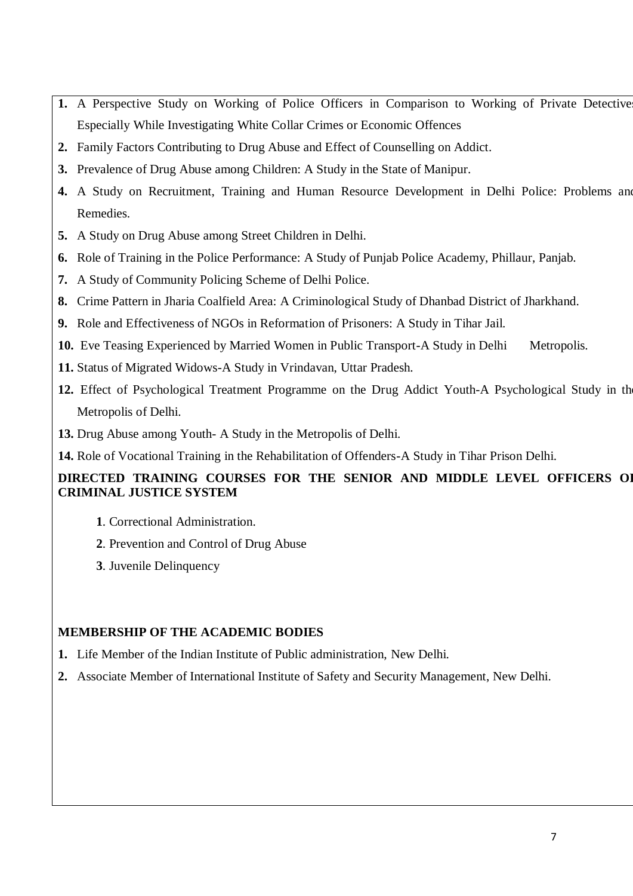1. A Perspective Study on Working of Police Officers in Comparison to Working of Private Detectives Especially While Investigating White Collar Crimes or Economic Offences
2. Family Factors Contributing to Drug Abuse and Effect of Counselling on Addict.
3. Prevalence of Drug Abuse among Children: A Study in the State of Manipur.
4. A Study on Recruitment, Training and Human Resource Development in Delhi Police: Problems and Remedies.
5. A Study on Drug Abuse among Street Children in Delhi.
6. Role of Training in the Police Performance: A Study of Punjab Police Academy, Phillaur, Panjab.
7. A Study of Community Policing Scheme of Delhi Police.
8. Crime Pattern in Jharia Coalfield Area: A Criminological Study of Dhanbad District of Jharkhand.
9. Role and Effectiveness of NGOs in Reformation of Prisoners: A Study in Tihar Jail.
10. Eve Teasing Experienced by Married Women in Public Transport-A Study in Delhi Metropolis.
11. Status of Migrated Widows-A Study in Vrindavan, Uttar Pradesh.
12. Effect of Psychological Treatment Programme on the Drug Addict Youth-A Psychological Study in the Metropolis of Delhi.
13. Drug Abuse among Youth- A Study in the Metropolis of Delhi.
14. Role of Vocational Training in the Rehabilitation of Offenders-A Study in Tihar Prison Delhi.

**DIRECTED TRAINING COURSES FOR THE SENIOR AND MIDDLE LEVEL OFFICERS OF CRIMINAL JUSTICE SYSTEM**

**1**. Correctional Administration.

**2**. Prevention and Control of Drug Abuse

**3**. Juvenile Delinquency

**MEMBERSHIP OF THE ACADEMIC BODIES**

1. Life Member of the Indian Institute of Public administration, New Delhi.
2. Associate Member of International Institute of Safety and Security Management, New Delhi.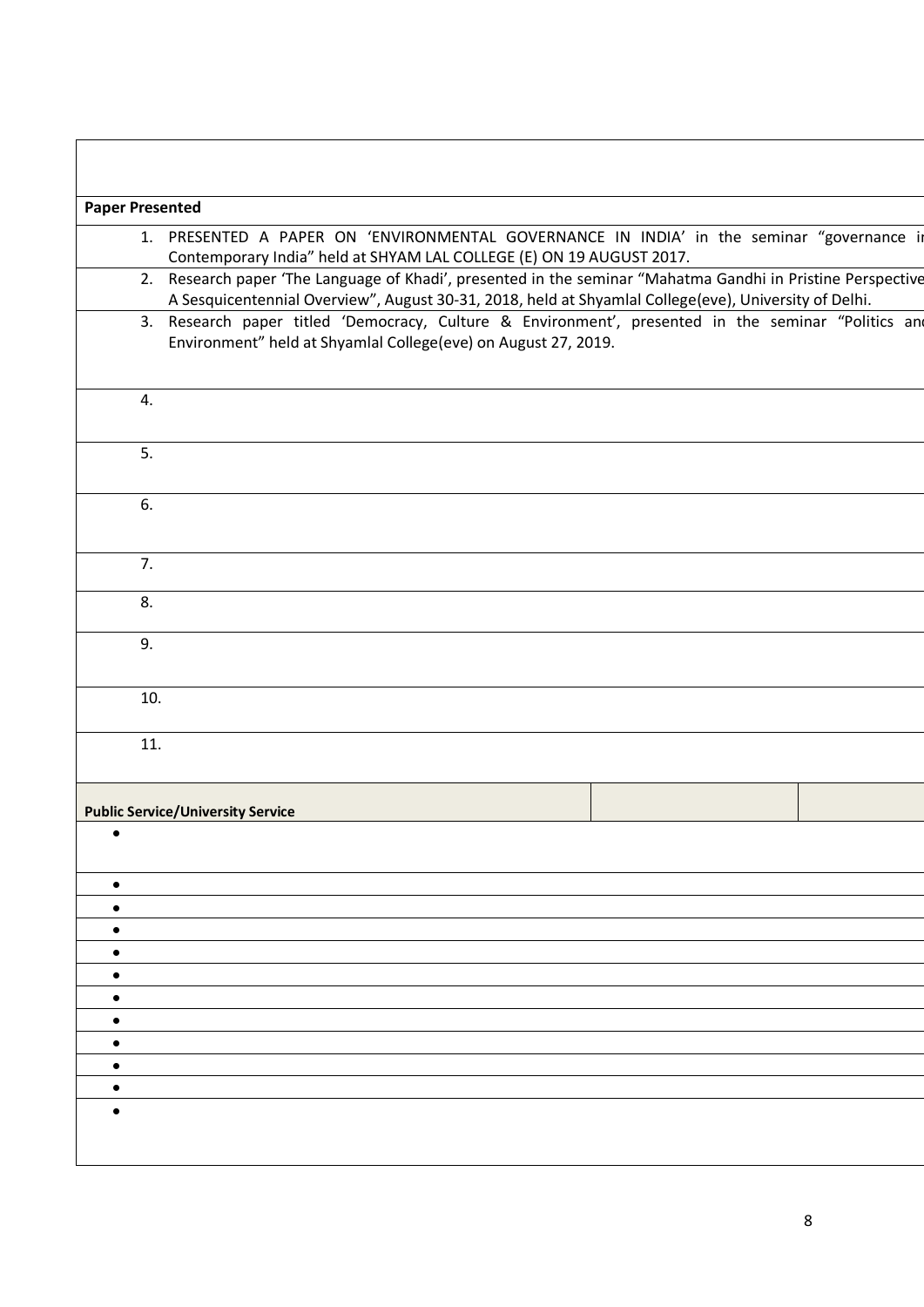**Paper Presented**

1. PRESENTED A PAPER ON 'ENVIRONMENTAL GOVERNANCE IN INDIA' in the seminar "governance in Contemporary India" held at SHYAM LAL COLLEGE (E) ON 19 AUGUST 2017.
2. Research paper 'The Language of Khadi', presented in the seminar "Mahatma Gandhi in Pristine Perspective A Sesquicentennial Overview", August 30-31, 2018, held at Shyamlal College(eve), University of Delhi.
3. Research paper titled 'Democracy, Culture & Environment', presented in the seminar "Politics and Environment" held at Shyamlal College(eve) on August 27, 2019.
4. 
5. 
6. 
7. 
8. 
9. 
10. 
11. 

**Public Service/University Service**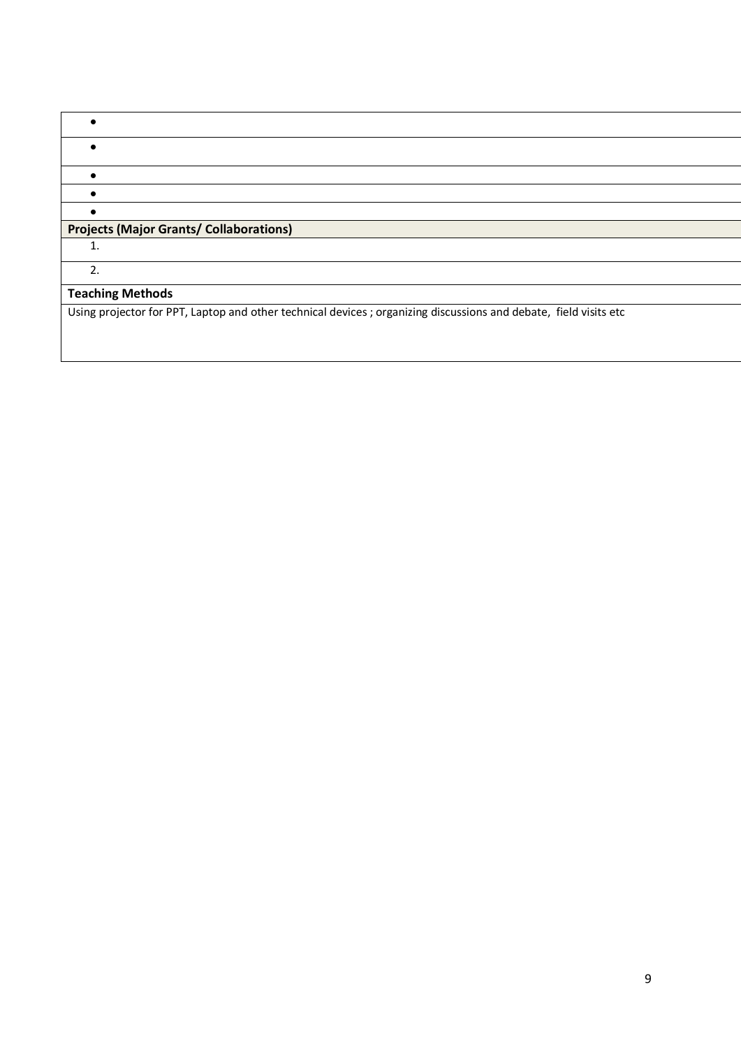- 
- 
- 
- 
- 

**Projects (Major Grants/ Collaborations)**

1. 
2. 

**Teaching Methods**

Using projector for PPT, Laptop and other technical devices ; organizing discussions and debate, field visits etc